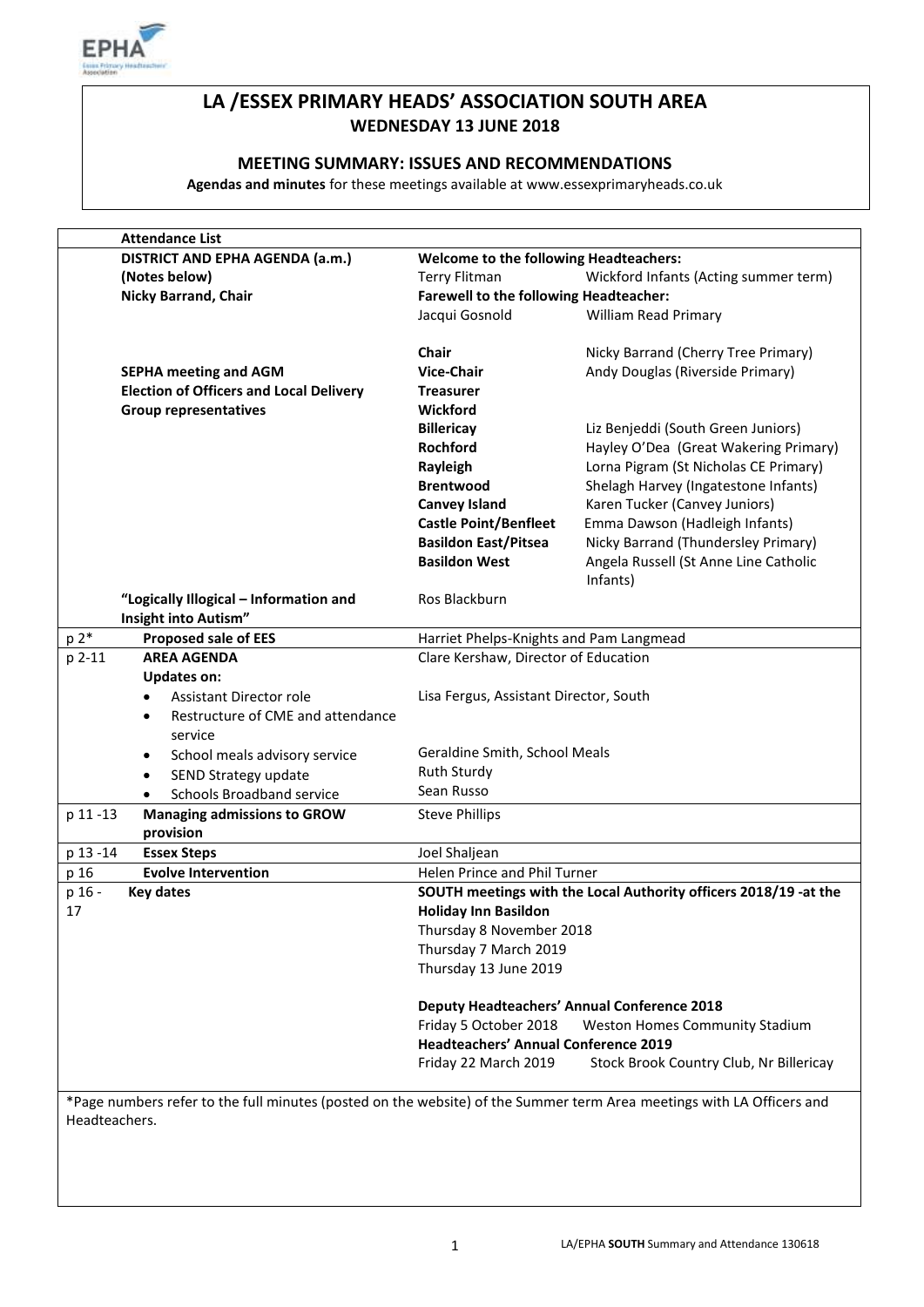# LA /ESSEX PRIMARY HEADS' ASSOCIATION SOUTH AREA

**WEDNESDAY 13 JUNE 2018**

## MEETING SUMMARY: ISSUES AND RECOMMENDATIONS

**Agendas and minutes** for these meetings available at www.essexprimaryheads.co.uk

| | **Attendance List** | | |
|---|---|---|---|
| | **DISTRICT AND EPHA AGENDA (a.m.) (Notes below)** | **Welcome to the following Headteachers:** | |
| | **Nicky Barrand, Chair** | Terry Flitman | Wickford Infants (Acting summer term) |
| | | **Farewell to the following Headteacher:** | |
| | | Jacqui Gosnold | William Read Primary |
| | | **Chair** | Nicky Barrand (Cherry Tree Primary) |
| | **SEPHA meeting and AGM** | **Vice-Chair** | Andy Douglas (Riverside Primary) |
| | **Election of Officers and Local Delivery Group representatives** | **Treasurer** | |
| | | **Wickford** | |
| | | **Billericay** | Liz Benjeddi (South Green Juniors) |
| | | **Rochford** | Hayley O'Dea (Great Wakering Primary) |
| | | **Rayleigh** | Lorna Pigram (St Nicholas CE Primary) |
| | | **Brentwood** | Shelagh Harvey (Ingatestone Infants) |
| | | **Canvey Island** | Karen Tucker (Canvey Juniors) |
| | | **Castle Point/Benfleet** | Emma Dawson (Hadleigh Infants) |
| | | **Basildon East/Pitsea** | Nicky Barrand (Thundersley Primary) |
| | | **Basildon West** | Angela Russell (St Anne Line Catholic Infants) |
| | **"Logically Illogical – Information and Insight into Autism"** | Ros Blackburn | |
| p 2* | **Proposed sale of EES** | Harriet Phelps-Knights and Pam Langmead | |
| p 2-11 | **AREA AGENDA** | Clare Kershaw, Director of Education | |
| | **Updates on:** | | |
| | • Assistant Director role | Lisa Fergus, Assistant Director, South | |
| | • Restructure of CME and attendance service | | |
| | • School meals advisory service | Geraldine Smith, School Meals | |
| | • SEND Strategy update | Ruth Sturdy | |
| | • Schools Broadband service | Sean Russo | |
| p 11 -13 | **Managing admissions to GROW provision** | Steve Phillips | |
| p 13 -14 | **Essex Steps** | Joel Shaljean | |
| p 16 | **Evolve Intervention** | Helen Prince and Phil Turner | |
| p 16 - 17 | **Key dates** | **SOUTH meetings with the Local Authority officers 2018/19 -at the Holiday Inn Basildon** | |
| | | Thursday 8 November 2018 | |
| | | Thursday 7 March 2019 | |
| | | Thursday 13 June 2019 | |
| | | **Deputy Headteachers' Annual Conference 2018** | |
| | | Friday 5 October 2018 | Weston Homes Community Stadium |
| | | **Headteachers' Annual Conference 2019** | |
| | | Friday 22 March 2019 | Stock Brook Country Club, Nr Billericay |

*Page numbers refer to the full minutes (posted on the website) of the Summer term Area meetings with LA Officers and Headteachers.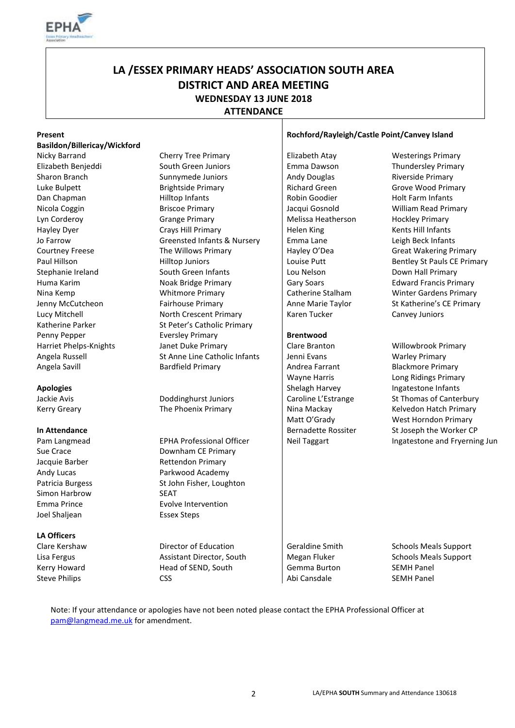# LA /ESSEX PRIMARY HEADS' ASSOCIATION SOUTH AREA
## DISTRICT AND AREA MEETING
### WEDNESDAY 13 JUNE 2018
### ATTENDANCE

**Present**

**Basildon/Billericay/Wickford**

| | |
|---|---|
| Nicky Barrand | Cherry Tree Primary |
| Elizabeth Benjeddi | South Green Juniors |
| Sharon Branch | Sunnymede Juniors |
| Luke Bulpett | Brightside Primary |
| Dan Chapman | Hilltop Infants |
| Nicola Coggin | Briscoe Primary |
| Lyn Corderoy | Grange Primary |
| Hayley Dyer | Crays Hill Primary |
| Jo Farrow | Greensted Infants & Nursery |
| Courtney Freese | The Willows Primary |
| Paul Hillson | Hilltop Juniors |
| Stephanie Ireland | South Green Infants |
| Huma Karim | Noak Bridge Primary |
| Nina Kemp | Whitmore Primary |
| Jenny McCutcheon | Fairhouse Primary |
| Lucy Mitchell | North Crescent Primary |
| Katherine Parker | St Peter's Catholic Primary |
| Penny Pepper | Eversley Primary |
| Harriet Phelps-Knights | Janet Duke Primary |
| Angela Russell | St Anne Line Catholic Infants |
| Angela Savill | Bardfield Primary |

**Apologies**

| | |
|---|---|
| Jackie Avis | Doddinghurst Juniors |
| Kerry Greary | The Phoenix Primary |

**In Attendance**

| | |
|---|---|
| Pam Langmead | EPHA Professional Officer |
| Sue Crace | Downham CE Primary |
| Jacquie Barber | Rettendon Primary |
| Andy Lucas | Parkwood Academy |
| Patricia Burgess | St John Fisher, Loughton |
| Simon Harbrow | SEAT |
| Emma Prince | Evolve Intervention |
| Joel Shaljean | Essex Steps |

**LA Officers**

| | |
|---|---|
| Clare Kershaw | Director of Education |
| Lisa Fergus | Assistant Director, South |
| Kerry Howard | Head of SEND, South |
| Steve Philips | CSS |
| Geraldine Smith | Schools Meals Support |
| Megan Fluker | Schools Meals Support |
| Gemma Burton | SEMH Panel |
| Abi Cansdale | SEMH Panel |

**Rochford/Rayleigh/Castle Point/Canvey Island**

| | |
|---|---|
| Elizabeth Atay | Westerings Primary |
| Emma Dawson | Thundersley Primary |
| Andy Douglas | Riverside Primary |
| Richard Green | Grove Wood Primary |
| Robin Goodier | Holt Farm Infants |
| Jacqui Gosnold | William Read Primary |
| Melissa Heatherson | Hockley Primary |
| Helen King | Kents Hill Infants |
| Emma Lane | Leigh Beck Infants |
| Hayley O'Dea | Great Wakering Primary |
| Louise Putt | Bentley St Pauls CE Primary |
| Lou Nelson | Down Hall Primary |
| Gary Soars | Edward Francis Primary |
| Catherine Stalham | Winter Gardens Primary |
| Anne Marie Taylor | St Katherine's CE Primary |
| Karen Tucker | Canvey Juniors |

**Brentwood**

| | |
|---|---|
| Clare Branton | Willowbrook Primary |
| Jenni Evans | Warley Primary |
| Andrea Farrant | Blackmore Primary |
| Wayne Harris | Long Ridings Primary |
| Shelagh Harvey | Ingatestone Infants |
| Caroline L'Estrange | St Thomas of Canterbury |
| Nina Mackay | Kelvedon Hatch Primary |
| Matt O'Grady | West Horndon Primary |
| Bernadette Rossiter | St Joseph the Worker CP |
| Neil Taggart | Ingatestone and Fryerning Jun |

Note: If your attendance or apologies have not been noted please contact the EPHA Professional Officer at pam@langmead.me.uk for amendment.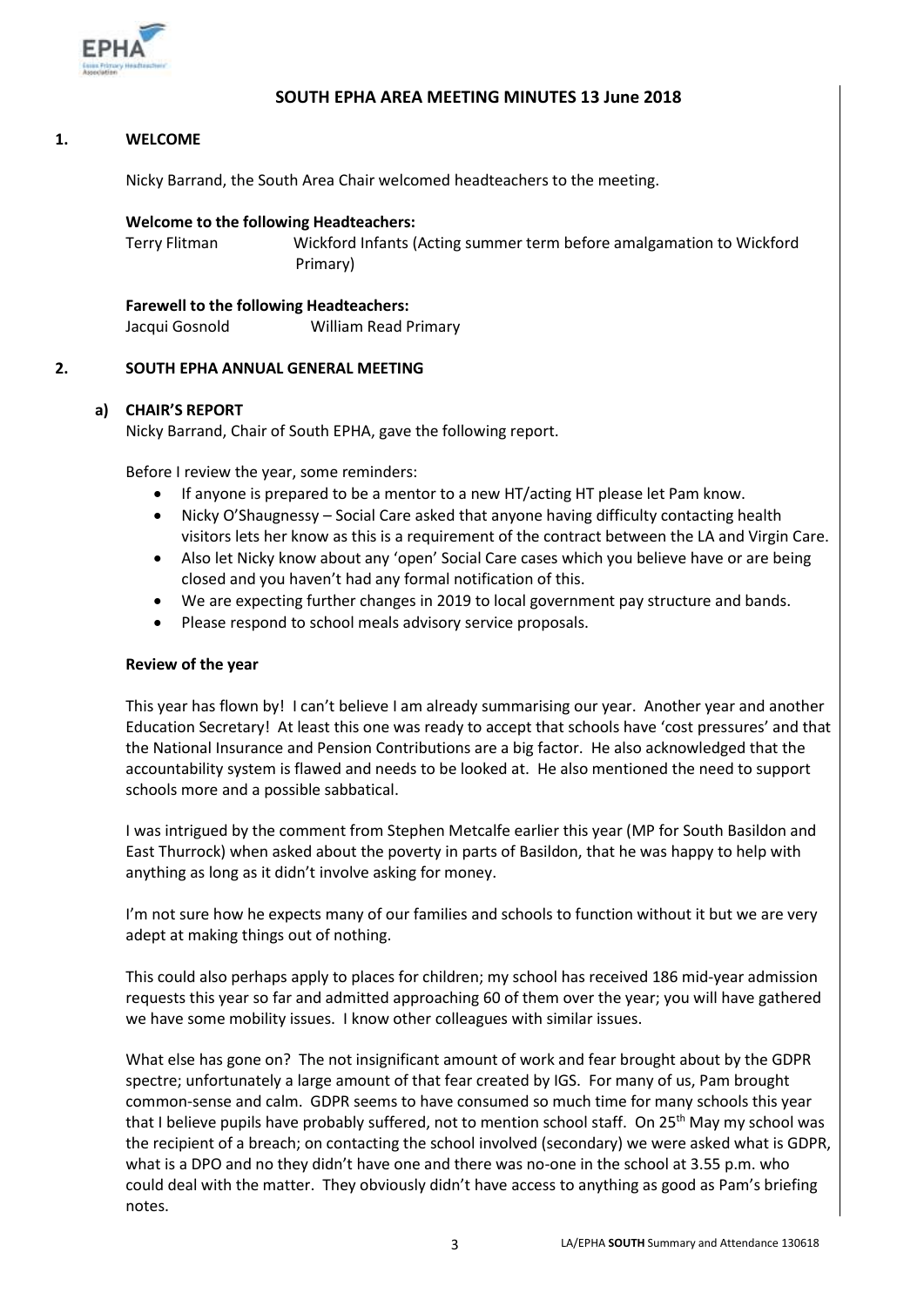## SOUTH EPHA AREA MEETING MINUTES 13 June 2018

### 1. WELCOME

Nicky Barrand, the South Area Chair welcomed headteachers to the meeting.

**Welcome to the following Headteachers:**

Terry Flitman — Wickford Infants (Acting summer term before amalgamation to Wickford Primary)

**Farewell to the following Headteachers:**

Jacqui Gosnold — William Read Primary

### 2. SOUTH EPHA ANNUAL GENERAL MEETING

#### a) CHAIR'S REPORT

Nicky Barrand, Chair of South EPHA, gave the following report.

Before I review the year, some reminders:

- If anyone is prepared to be a mentor to a new HT/acting HT please let Pam know.
- Nicky O'Shaugnessy – Social Care asked that anyone having difficulty contacting health visitors lets her know as this is a requirement of the contract between the LA and Virgin Care.
- Also let Nicky know about any 'open' Social Care cases which you believe have or are being closed and you haven't had any formal notification of this.
- We are expecting further changes in 2019 to local government pay structure and bands.
- Please respond to school meals advisory service proposals.

**Review of the year**

This year has flown by! I can't believe I am already summarising our year. Another year and another Education Secretary! At least this one was ready to accept that schools have 'cost pressures' and that the National Insurance and Pension Contributions are a big factor. He also acknowledged that the accountability system is flawed and needs to be looked at. He also mentioned the need to support schools more and a possible sabbatical.

I was intrigued by the comment from Stephen Metcalfe earlier this year (MP for South Basildon and East Thurrock) when asked about the poverty in parts of Basildon, that he was happy to help with anything as long as it didn't involve asking for money.

I'm not sure how he expects many of our families and schools to function without it but we are very adept at making things out of nothing.

This could also perhaps apply to places for children; my school has received 186 mid-year admission requests this year so far and admitted approaching 60 of them over the year; you will have gathered we have some mobility issues. I know other colleagues with similar issues.

What else has gone on? The not insignificant amount of work and fear brought about by the GDPR spectre; unfortunately a large amount of that fear created by IGS. For many of us, Pam brought common-sense and calm. GDPR seems to have consumed so much time for many schools this year that I believe pupils have probably suffered, not to mention school staff. On 25th May my school was the recipient of a breach; on contacting the school involved (secondary) we were asked what is GDPR, what is a DPO and no they didn't have one and there was no-one in the school at 3.55 p.m. who could deal with the matter. They obviously didn't have access to anything as good as Pam's briefing notes.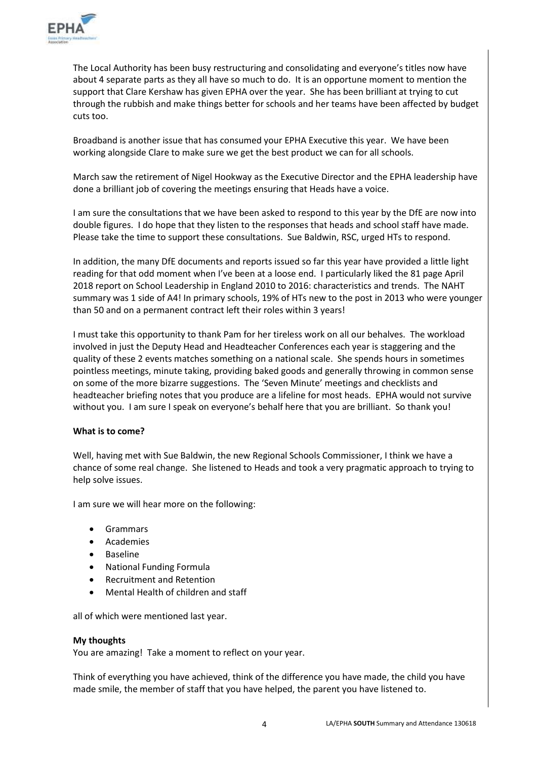The Local Authority has been busy restructuring and consolidating and everyone's titles now have about 4 separate parts as they all have so much to do. It is an opportune moment to mention the support that Clare Kershaw has given EPHA over the year. She has been brilliant at trying to cut through the rubbish and make things better for schools and her teams have been affected by budget cuts too.

Broadband is another issue that has consumed your EPHA Executive this year. We have been working alongside Clare to make sure we get the best product we can for all schools.

March saw the retirement of Nigel Hookway as the Executive Director and the EPHA leadership have done a brilliant job of covering the meetings ensuring that Heads have a voice.

I am sure the consultations that we have been asked to respond to this year by the DfE are now into double figures. I do hope that they listen to the responses that heads and school staff have made. Please take the time to support these consultations. Sue Baldwin, RSC, urged HTs to respond.

In addition, the many DfE documents and reports issued so far this year have provided a little light reading for that odd moment when I've been at a loose end. I particularly liked the 81 page April 2018 report on School Leadership in England 2010 to 2016: characteristics and trends. The NAHT summary was 1 side of A4! In primary schools, 19% of HTs new to the post in 2013 who were younger than 50 and on a permanent contract left their roles within 3 years!

I must take this opportunity to thank Pam for her tireless work on all our behalves. The workload involved in just the Deputy Head and Headteacher Conferences each year is staggering and the quality of these 2 events matches something on a national scale. She spends hours in sometimes pointless meetings, minute taking, providing baked goods and generally throwing in common sense on some of the more bizarre suggestions. The 'Seven Minute' meetings and checklists and headteacher briefing notes that you produce are a lifeline for most heads. EPHA would not survive without you. I am sure I speak on everyone's behalf here that you are brilliant. So thank you!

**What is to come?**

Well, having met with Sue Baldwin, the new Regional Schools Commissioner, I think we have a chance of some real change. She listened to Heads and took a very pragmatic approach to trying to help solve issues.

I am sure we will hear more on the following:

- Grammars
- Academies
- Baseline
- National Funding Formula
- Recruitment and Retention
- Mental Health of children and staff

all of which were mentioned last year.

**My thoughts**

You are amazing! Take a moment to reflect on your year.

Think of everything you have achieved, think of the difference you have made, the child you have made smile, the member of staff that you have helped, the parent you have listened to.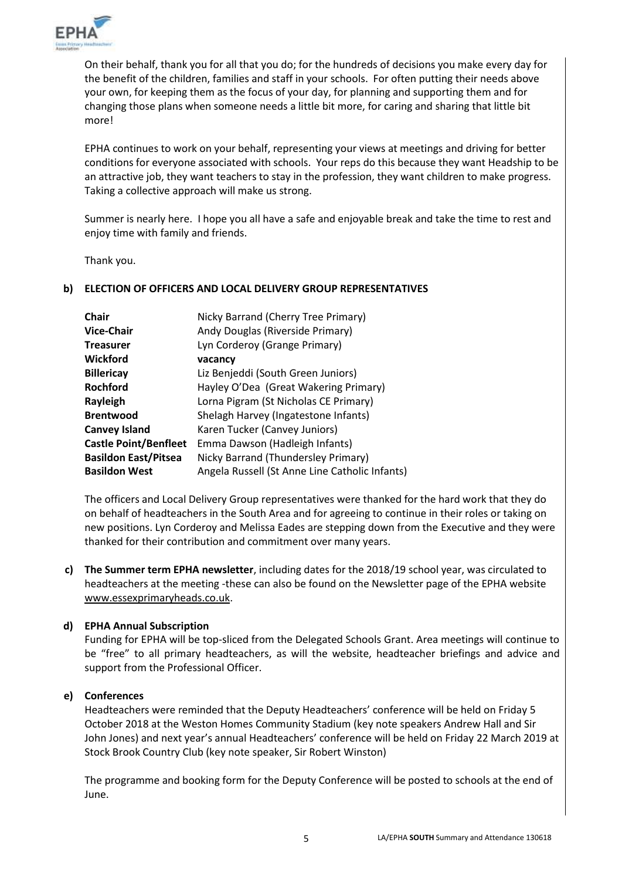On their behalf, thank you for all that you do; for the hundreds of decisions you make every day for the benefit of the children, families and staff in your schools. For often putting their needs above your own, for keeping them as the focus of your day, for planning and supporting them and for changing those plans when someone needs a little bit more, for caring and sharing that little bit more!

EPHA continues to work on your behalf, representing your views at meetings and driving for better conditions for everyone associated with schools. Your reps do this because they want Headship to be an attractive job, they want teachers to stay in the profession, they want children to make progress. Taking a collective approach will make us strong.

Summer is nearly here. I hope you all have a safe and enjoyable break and take the time to rest and enjoy time with family and friends.

Thank you.

**b) ELECTION OF OFFICERS AND LOCAL DELIVERY GROUP REPRESENTATIVES**

| | |
|---|---|
| **Chair** | Nicky Barrand (Cherry Tree Primary) |
| **Vice-Chair** | Andy Douglas (Riverside Primary) |
| **Treasurer** | Lyn Corderoy (Grange Primary) |
| **Wickford** | **vacancy** |
| **Billericay** | Liz Benjeddi (South Green Juniors) |
| **Rochford** | Hayley O'Dea (Great Wakering Primary) |
| **Rayleigh** | Lorna Pigram (St Nicholas CE Primary) |
| **Brentwood** | Shelagh Harvey (Ingatestone Infants) |
| **Canvey Island** | Karen Tucker (Canvey Juniors) |
| **Castle Point/Benfleet** | Emma Dawson (Hadleigh Infants) |
| **Basildon East/Pitsea** | Nicky Barrand (Thundersley Primary) |
| **Basildon West** | Angela Russell (St Anne Line Catholic Infants) |

The officers and Local Delivery Group representatives were thanked for the hard work that they do on behalf of headteachers in the South Area and for agreeing to continue in their roles or taking on new positions. Lyn Corderoy and Melissa Eades are stepping down from the Executive and they were thanked for their contribution and commitment over many years.

**c) The Summer term EPHA newsletter**, including dates for the 2018/19 school year, was circulated to headteachers at the meeting -these can also be found on the Newsletter page of the EPHA website www.essexprimaryheads.co.uk.

**d) EPHA Annual Subscription**

Funding for EPHA will be top-sliced from the Delegated Schools Grant. Area meetings will continue to be "free" to all primary headteachers, as will the website, headteacher briefings and advice and support from the Professional Officer.

**e) Conferences**

Headteachers were reminded that the Deputy Headteachers' conference will be held on Friday 5 October 2018 at the Weston Homes Community Stadium (key note speakers Andrew Hall and Sir John Jones) and next year's annual Headteachers' conference will be held on Friday 22 March 2019 at Stock Brook Country Club (key note speaker, Sir Robert Winston)

The programme and booking form for the Deputy Conference will be posted to schools at the end of June.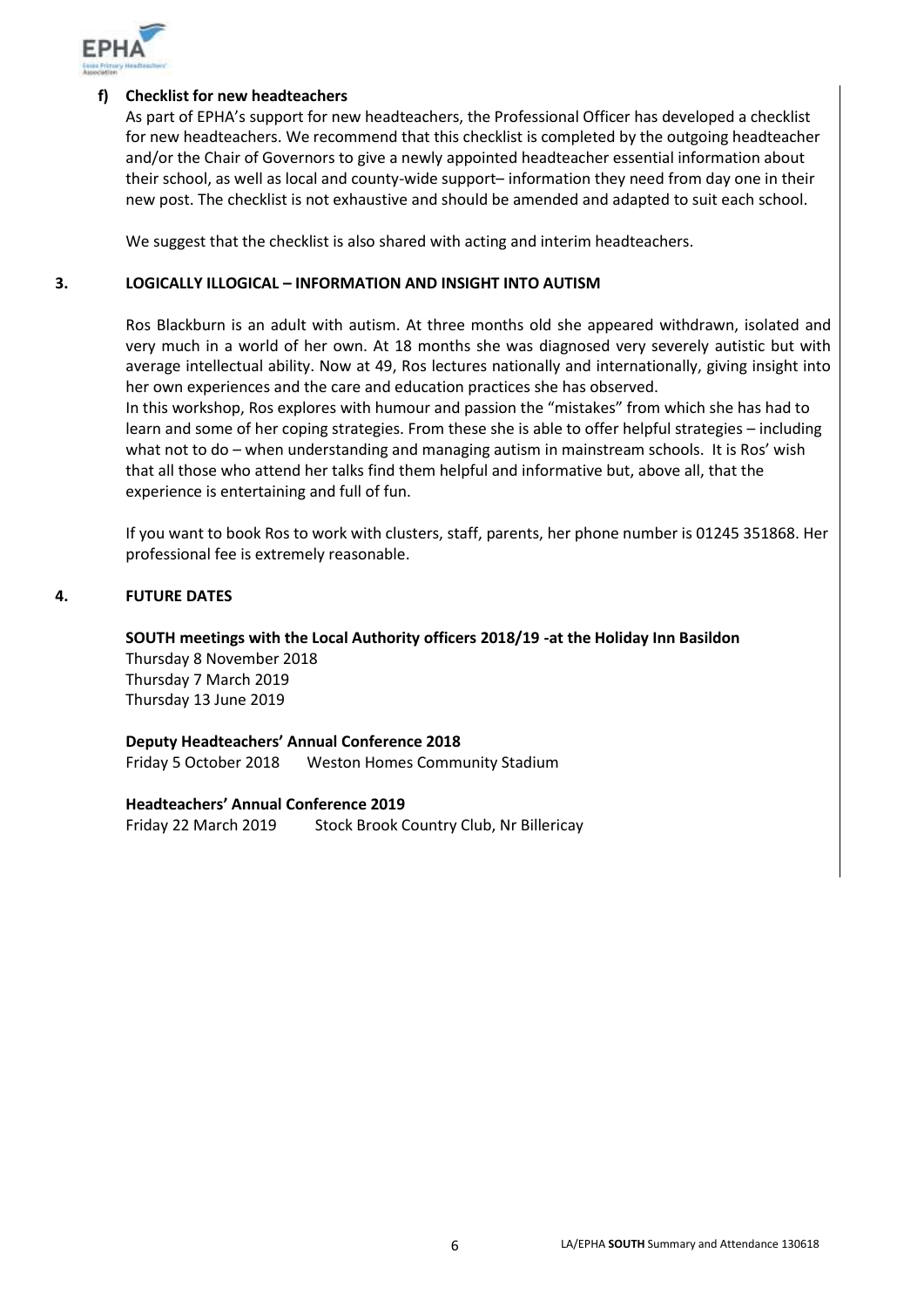**f) Checklist for new headteachers**

As part of EPHA's support for new headteachers, the Professional Officer has developed a checklist for new headteachers. We recommend that this checklist is completed by the outgoing headteacher and/or the Chair of Governors to give a newly appointed headteacher essential information about their school, as well as local and county-wide support– information they need from day one in their new post. The checklist is not exhaustive and should be amended and adapted to suit each school.

We suggest that the checklist is also shared with acting and interim headteachers.

## 3. LOGICALLY ILLOGICAL – INFORMATION AND INSIGHT INTO AUTISM

Ros Blackburn is an adult with autism. At three months old she appeared withdrawn, isolated and very much in a world of her own. At 18 months she was diagnosed very severely autistic but with average intellectual ability. Now at 49, Ros lectures nationally and internationally, giving insight into her own experiences and the care and education practices she has observed.

In this workshop, Ros explores with humour and passion the "mistakes" from which she has had to learn and some of her coping strategies. From these she is able to offer helpful strategies – including what not to do – when understanding and managing autism in mainstream schools. It is Ros' wish that all those who attend her talks find them helpful and informative but, above all, that the experience is entertaining and full of fun.

If you want to book Ros to work with clusters, staff, parents, her phone number is 01245 351868. Her professional fee is extremely reasonable.

## 4. FUTURE DATES

**SOUTH meetings with the Local Authority officers 2018/19 -at the Holiday Inn Basildon**

Thursday 8 November 2018
Thursday 7 March 2019
Thursday 13 June 2019

**Deputy Headteachers' Annual Conference 2018**

Friday 5 October 2018 Weston Homes Community Stadium

**Headteachers' Annual Conference 2019**

Friday 22 March 2019 Stock Brook Country Club, Nr Billericay